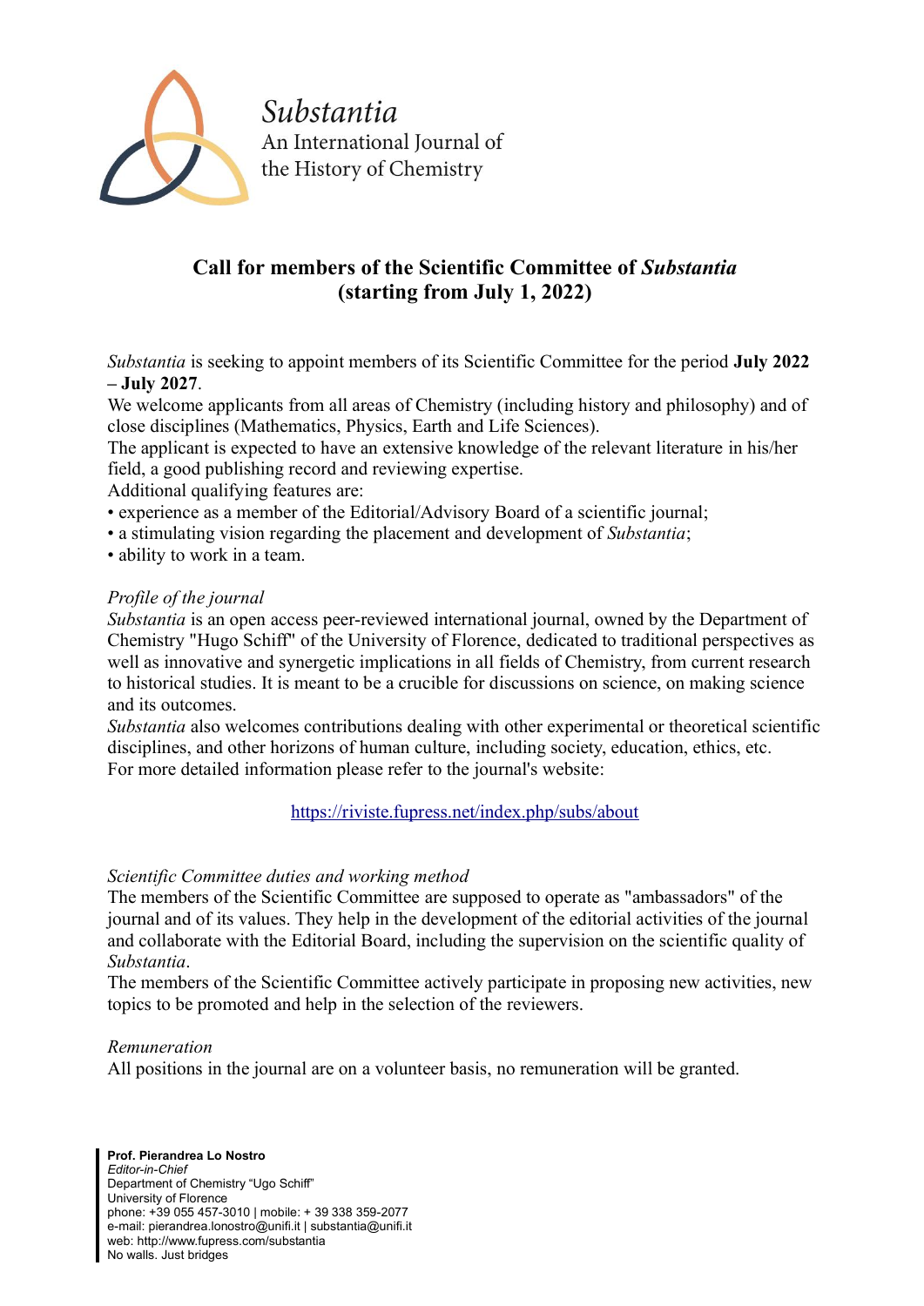Substantia
An International Journal of
the History of Chemistry

## Call for members of the Scientific Committee of *Substantia* (starting from July 1, 2022)

*Substantia* is seeking to appoint members of its Scientific Committee for the period **July 2022 – July 2027**.

We welcome applicants from all areas of Chemistry (including history and philosophy) and of close disciplines (Mathematics, Physics, Earth and Life Sciences).

The applicant is expected to have an extensive knowledge of the relevant literature in his/her field, a good publishing record and reviewing expertise.

Additional qualifying features are:

- experience as a member of the Editorial/Advisory Board of a scientific journal;
- a stimulating vision regarding the placement and development of *Substantia*;
- ability to work in a team.

*Profile of the journal*

*Substantia* is an open access peer-reviewed international journal, owned by the Department of Chemistry "Hugo Schiff" of the University of Florence, dedicated to traditional perspectives as well as innovative and synergetic implications in all fields of Chemistry, from current research to historical studies. It is meant to be a crucible for discussions on science, on making science and its outcomes.

*Substantia* also welcomes contributions dealing with other experimental or theoretical scientific disciplines, and other horizons of human culture, including society, education, ethics, etc.

For more detailed information please refer to the journal's website:

https://riviste.fupress.net/index.php/subs/about

*Scientific Committee duties and working method*

The members of the Scientific Committee are supposed to operate as "ambassadors" of the journal and of its values. They help in the development of the editorial activities of the journal and collaborate with the Editorial Board, including the supervision on the scientific quality of *Substantia*.

The members of the Scientific Committee actively participate in proposing new activities, new topics to be promoted and help in the selection of the reviewers.

*Remuneration*

All positions in the journal are on a volunteer basis, no remuneration will be granted.

**Prof. Pierandrea Lo Nostro**
*Editor-in-Chief*
Department of Chemistry "Ugo Schiff"
University of Florence
phone: +39 055 457-3010 | mobile: + 39 338 359-2077
e-mail: pierandrea.lonostro@unifi.it | substantia@unifi.it
web: http://www.fupress.com/substantia
No walls. Just bridges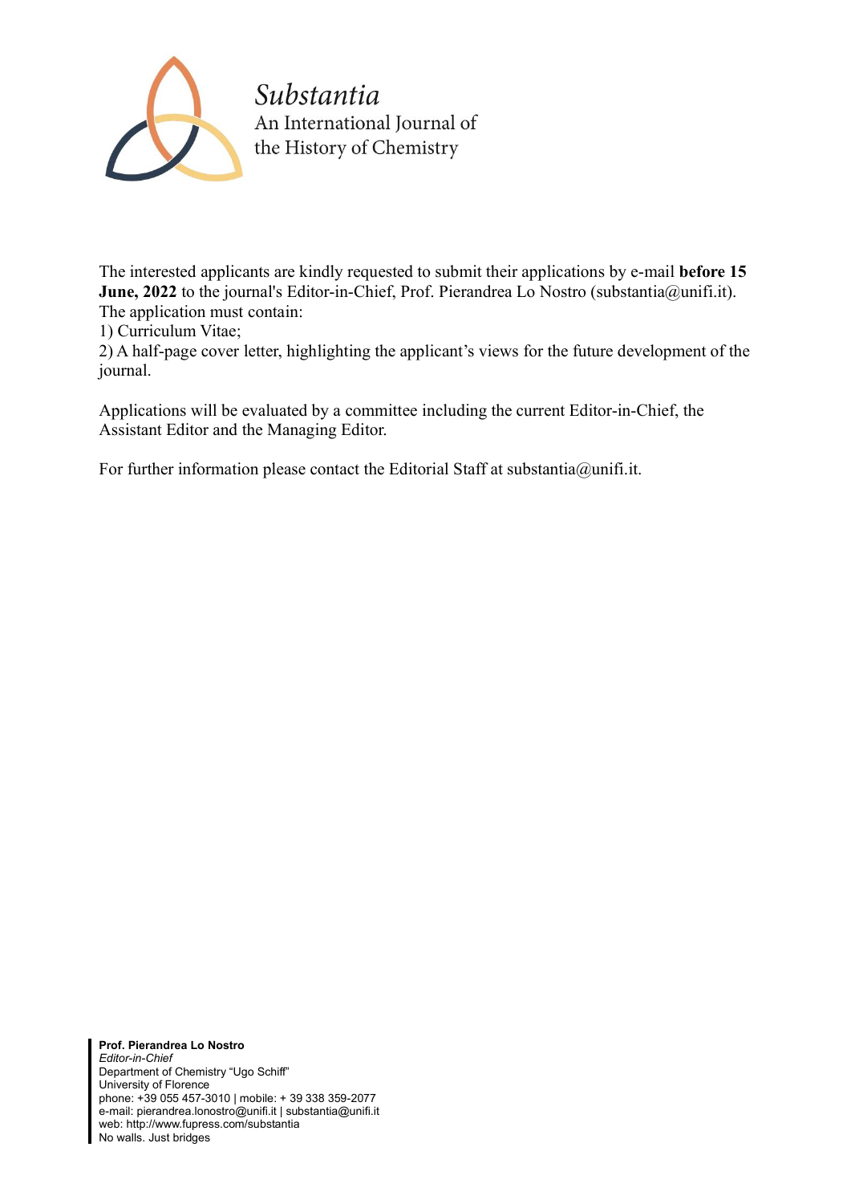*Substantia*
An International Journal of
the History of Chemistry

The interested applicants are kindly requested to submit their applications by e-mail **before 15 June, 2022** to the journal's Editor-in-Chief, Prof. Pierandrea Lo Nostro (substantia@unifi.it).
The application must contain:
1) Curriculum Vitae;
2) A half-page cover letter, highlighting the applicant's views for the future development of the journal.

Applications will be evaluated by a committee including the current Editor-in-Chief, the Assistant Editor and the Managing Editor.

For further information please contact the Editorial Staff at substantia@unifi.it.

**Prof. Pierandrea Lo Nostro**
*Editor-in-Chief*
Department of Chemistry "Ugo Schiff"
University of Florence
phone: +39 055 457-3010 | mobile: + 39 338 359-2077
e-mail: pierandrea.lonostro@unifi.it | substantia@unifi.it
web: http://www.fupress.com/substantia
No walls. Just bridges